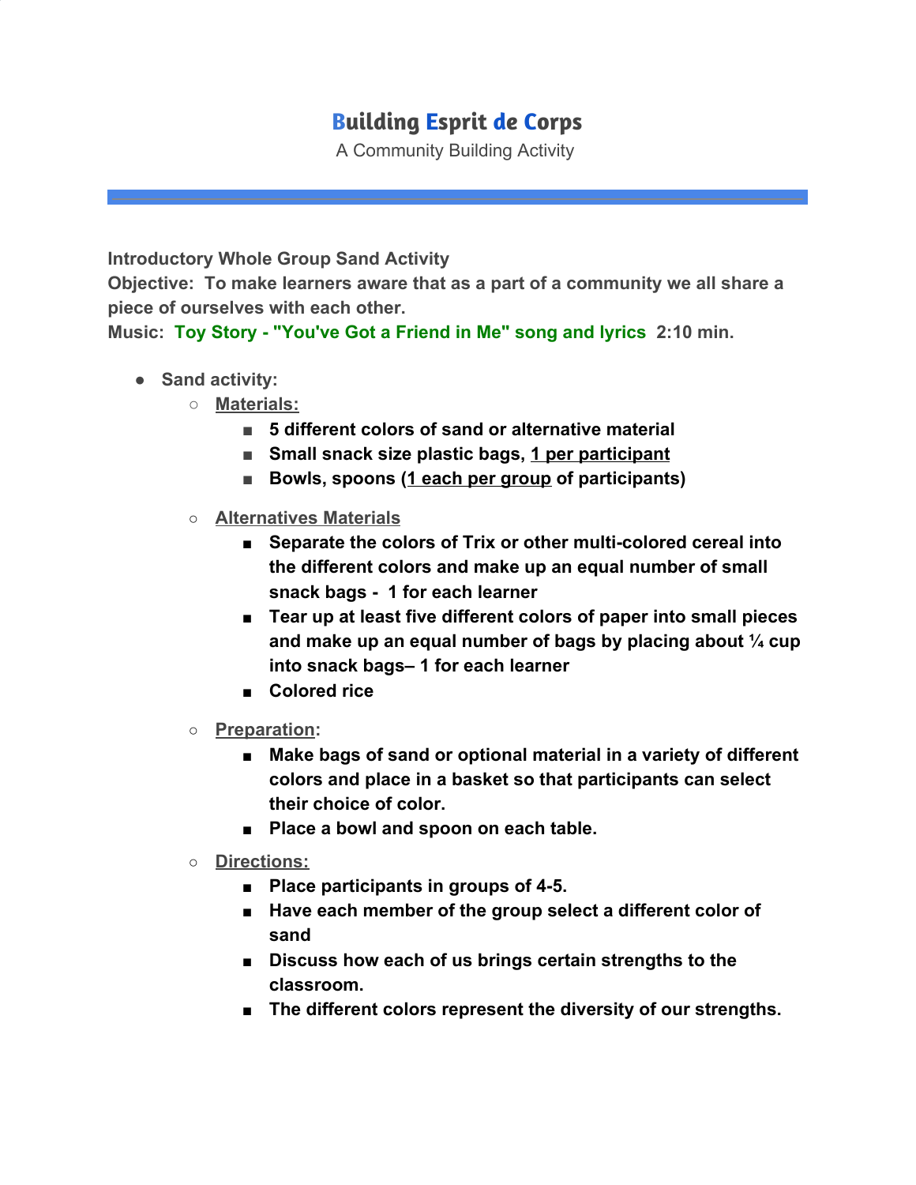# Building Esprit de Corps

A Community Building Activity

**Introductory Whole Group Sand Activity**
**Objective: To make learners aware that as a part of a community we all share a piece of ourselves with each other.**
**Music: Toy Story - "You've Got a Friend in Me" song and lyrics 2:10 min.**

- **Sand activity:**
  - **Materials:**
    - **5 different colors of sand or alternative material**
    - **Small snack size plastic bags, 1 per participant**
    - **Bowls, spoons (1 each per group of participants)**
  - **Alternatives Materials**
    - **Separate the colors of Trix or other multi-colored cereal into the different colors and make up an equal number of small snack bags - 1 for each learner**
    - **Tear up at least five different colors of paper into small pieces and make up an equal number of bags by placing about ¼ cup into snack bags– 1 for each learner**
    - **Colored rice**
  - **Preparation:**
    - **Make bags of sand or optional material in a variety of different colors and place in a basket so that participants can select their choice of color.**
    - **Place a bowl and spoon on each table.**
  - **Directions:**
    - **Place participants in groups of 4-5.**
    - **Have each member of the group select a different color of sand**
    - **Discuss how each of us brings certain strengths to the classroom.**
    - **The different colors represent the diversity of our strengths.**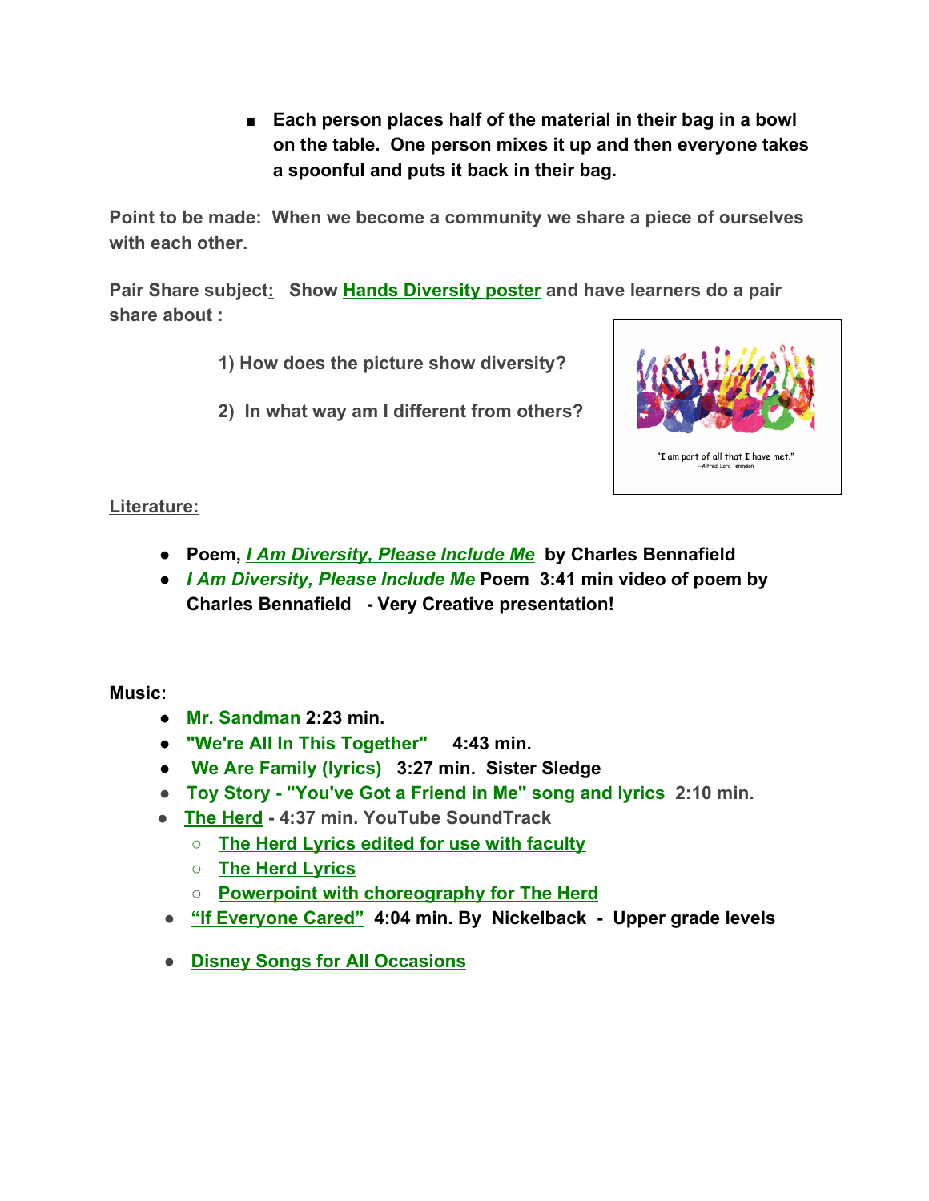- **Each person places half of the material in their bag in a bowl on the table. One person mixes it up and then everyone takes a spoonful and puts it back in their bag.**

**Point to be made: When we become a community we share a piece of ourselves with each other.**

**Pair Share subject: Show Hands Diversity poster and have learners do a pair share about :**

**1) How does the picture show diversity?**

**2) In what way am I different from others?**

"I am part of all that I have met."
—Alfred, Lord Tennyson

**Literature:**

- **Poem, *I Am Diversity, Please Include Me* by Charles Bennafield**
- ***I Am Diversity, Please Include Me* Poem 3:41 min video of poem by Charles Bennafield - Very Creative presentation!**

**Music:**

- **Mr. Sandman 2:23 min.**
- **"We're All In This Together" 4:43 min.**
- **We Are Family (lyrics) 3:27 min. Sister Sledge**
- **Toy Story - "You've Got a Friend in Me" song and lyrics 2:10 min.**
- **The Herd - 4:37 min. YouTube SoundTrack**
  - **The Herd Lyrics edited for use with faculty**
  - **The Herd Lyrics**
  - **Powerpoint with choreography for The Herd**
- **"If Everyone Cared" 4:04 min. By Nickelback - Upper grade levels**
- **Disney Songs for All Occasions**